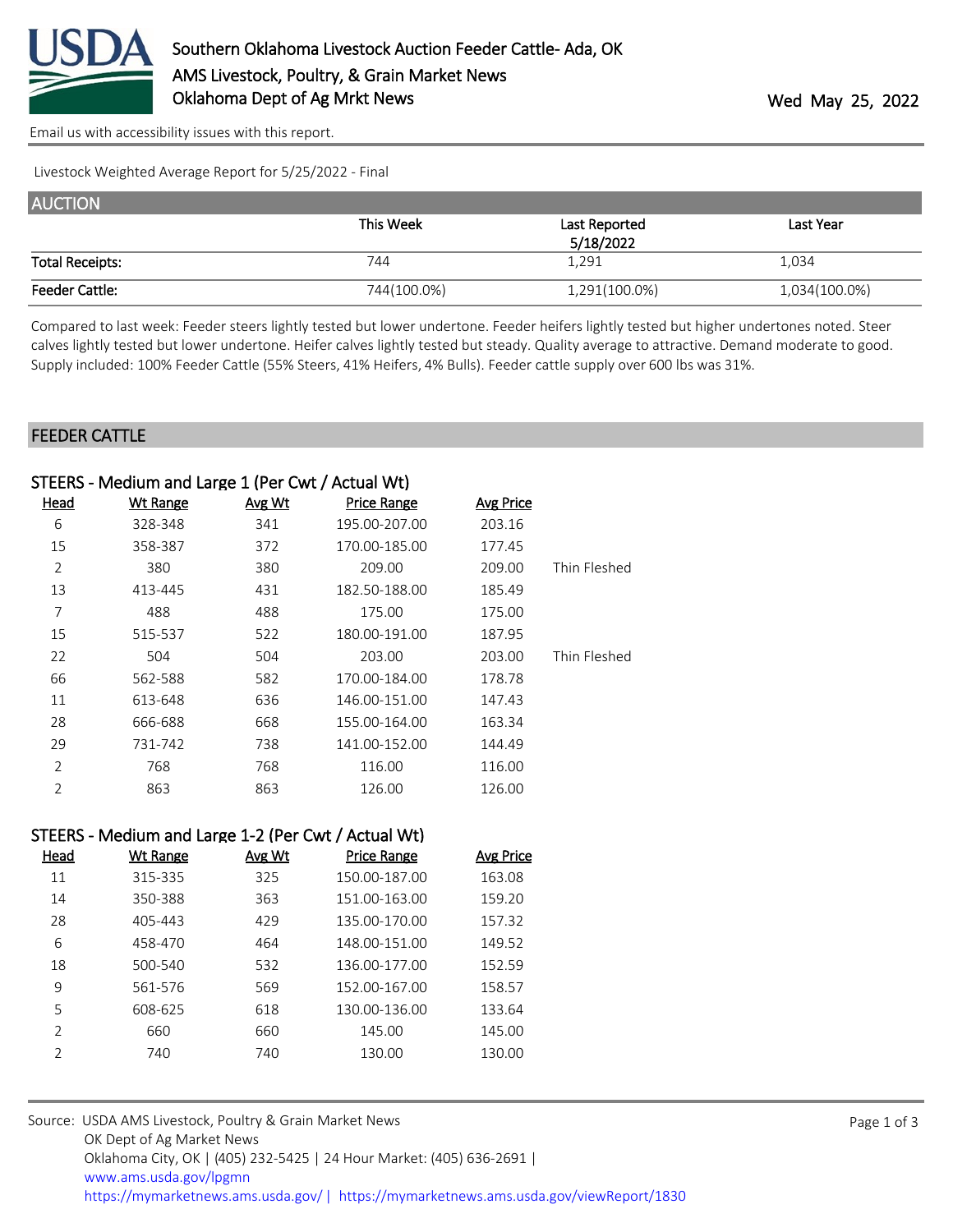# Southern Oklahoma Livestock Auction Feeder Cattle- Ada, OK

AMS Livestock, Poultry, & Grain Market News
Oklahoma Dept of Ag Mrkt News

Wed May 25, 2022

Email us with accessibility issues with this report.

Livestock Weighted Average Report for 5/25/2022 - Final

## AUCTION

| | This Week | Last Reported 5/18/2022 | Last Year |
|---|---|---|---|
| Total Receipts: | 744 | 1,291 | 1,034 |
| Feeder Cattle: | 744(100.0%) | 1,291(100.0%) | 1,034(100.0%) |

Compared to last week: Feeder steers lightly tested but lower undertone. Feeder heifers lightly tested but higher undertones noted. Steer calves lightly tested but lower undertone. Heifer calves lightly tested but steady. Quality average to attractive. Demand moderate to good. Supply included: 100% Feeder Cattle (55% Steers, 41% Heifers, 4% Bulls). Feeder cattle supply over 600 lbs was 31%.

## FEEDER CATTLE

### STEERS - Medium and Large 1 (Per Cwt / Actual Wt)

| Head | Wt Range | Avg Wt | Price Range | Avg Price | |
|---|---|---|---|---|---|
| 6 | 328-348 | 341 | 195.00-207.00 | 203.16 | |
| 15 | 358-387 | 372 | 170.00-185.00 | 177.45 | |
| 2 | 380 | 380 | 209.00 | 209.00 | Thin Fleshed |
| 13 | 413-445 | 431 | 182.50-188.00 | 185.49 | |
| 7 | 488 | 488 | 175.00 | 175.00 | |
| 15 | 515-537 | 522 | 180.00-191.00 | 187.95 | |
| 22 | 504 | 504 | 203.00 | 203.00 | Thin Fleshed |
| 66 | 562-588 | 582 | 170.00-184.00 | 178.78 | |
| 11 | 613-648 | 636 | 146.00-151.00 | 147.43 | |
| 28 | 666-688 | 668 | 155.00-164.00 | 163.34 | |
| 29 | 731-742 | 738 | 141.00-152.00 | 144.49 | |
| 2 | 768 | 768 | 116.00 | 116.00 | |
| 2 | 863 | 863 | 126.00 | 126.00 | |

### STEERS - Medium and Large 1-2 (Per Cwt / Actual Wt)

| Head | Wt Range | Avg Wt | Price Range | Avg Price |
|---|---|---|---|---|
| 11 | 315-335 | 325 | 150.00-187.00 | 163.08 |
| 14 | 350-388 | 363 | 151.00-163.00 | 159.20 |
| 28 | 405-443 | 429 | 135.00-170.00 | 157.32 |
| 6 | 458-470 | 464 | 148.00-151.00 | 149.52 |
| 18 | 500-540 | 532 | 136.00-177.00 | 152.59 |
| 9 | 561-576 | 569 | 152.00-167.00 | 158.57 |
| 5 | 608-625 | 618 | 130.00-136.00 | 133.64 |
| 2 | 660 | 660 | 145.00 | 145.00 |
| 2 | 740 | 740 | 130.00 | 130.00 |

Source: USDA AMS Livestock, Poultry & Grain Market News
OK Dept of Ag Market News
Oklahoma City, OK | (405) 232-5425 | 24 Hour Market: (405) 636-2691 |
www.ams.usda.gov/lpgmn
https://mymarketnews.ams.usda.gov/ | https://mymarketnews.ams.usda.gov/viewReport/1830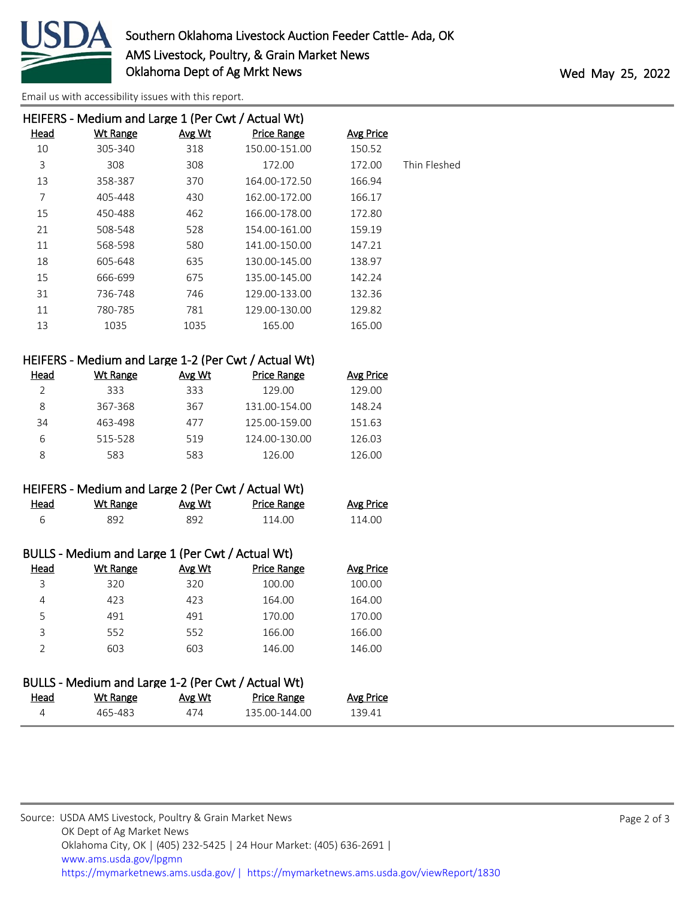Southern Oklahoma Livestock Auction Feeder Cattle- Ada, OK
AMS Livestock, Poultry, & Grain Market News
Oklahoma Dept of Ag Mrkt News

Wed May 25, 2022

Email us with accessibility issues with this report.

## HEIFERS - Medium and Large 1 (Per Cwt / Actual Wt)

| Head | Wt Range | Avg Wt | Price Range | Avg Price | |
|---|---|---|---|---|---|
| 10 | 305-340 | 318 | 150.00-151.00 | 150.52 | |
| 3 | 308 | 308 | 172.00 | 172.00 | Thin Fleshed |
| 13 | 358-387 | 370 | 164.00-172.50 | 166.94 | |
| 7 | 405-448 | 430 | 162.00-172.00 | 166.17 | |
| 15 | 450-488 | 462 | 166.00-178.00 | 172.80 | |
| 21 | 508-548 | 528 | 154.00-161.00 | 159.19 | |
| 11 | 568-598 | 580 | 141.00-150.00 | 147.21 | |
| 18 | 605-648 | 635 | 130.00-145.00 | 138.97 | |
| 15 | 666-699 | 675 | 135.00-145.00 | 142.24 | |
| 31 | 736-748 | 746 | 129.00-133.00 | 132.36 | |
| 11 | 780-785 | 781 | 129.00-130.00 | 129.82 | |
| 13 | 1035 | 1035 | 165.00 | 165.00 | |

## HEIFERS - Medium and Large 1-2 (Per Cwt / Actual Wt)

| Head | Wt Range | Avg Wt | Price Range | Avg Price |
|---|---|---|---|---|
| 2 | 333 | 333 | 129.00 | 129.00 |
| 8 | 367-368 | 367 | 131.00-154.00 | 148.24 |
| 34 | 463-498 | 477 | 125.00-159.00 | 151.63 |
| 6 | 515-528 | 519 | 124.00-130.00 | 126.03 |
| 8 | 583 | 583 | 126.00 | 126.00 |

## HEIFERS - Medium and Large 2 (Per Cwt / Actual Wt)

| Head | Wt Range | Avg Wt | Price Range | Avg Price |
|---|---|---|---|---|
| 6 | 892 | 892 | 114.00 | 114.00 |

## BULLS - Medium and Large 1 (Per Cwt / Actual Wt)

| Head | Wt Range | Avg Wt | Price Range | Avg Price |
|---|---|---|---|---|
| 3 | 320 | 320 | 100.00 | 100.00 |
| 4 | 423 | 423 | 164.00 | 164.00 |
| 5 | 491 | 491 | 170.00 | 170.00 |
| 3 | 552 | 552 | 166.00 | 166.00 |
| 2 | 603 | 603 | 146.00 | 146.00 |

## BULLS - Medium and Large 1-2 (Per Cwt / Actual Wt)

| Head | Wt Range | Avg Wt | Price Range | Avg Price |
|---|---|---|---|---|
| 4 | 465-483 | 474 | 135.00-144.00 | 139.41 |

Source: USDA AMS Livestock, Poultry & Grain Market News
OK Dept of Ag Market News
Oklahoma City, OK | (405) 232-5425 | 24 Hour Market: (405) 636-2691 |
www.ams.usda.gov/lpgmn
https://mymarketnews.ams.usda.gov/ | https://mymarketnews.ams.usda.gov/viewReport/1830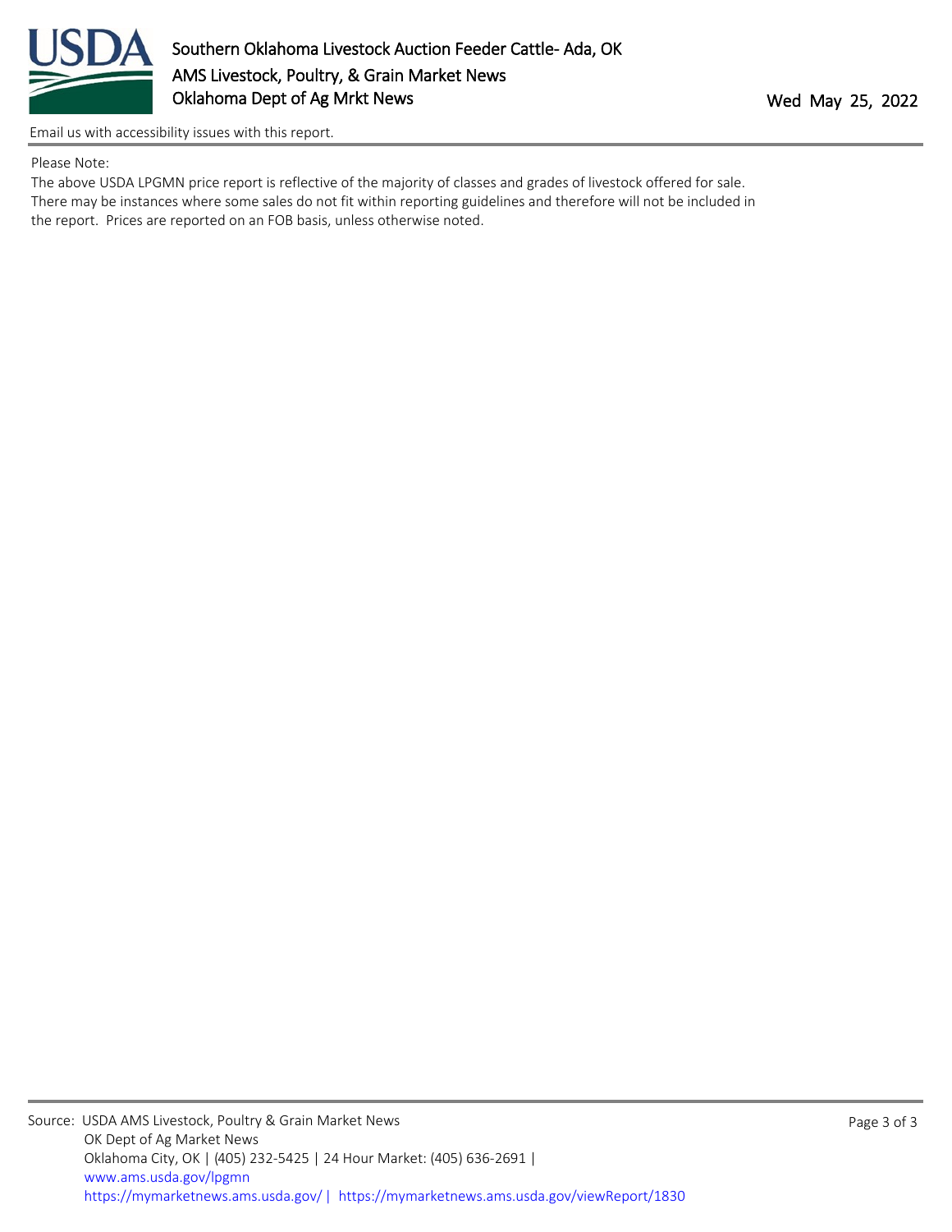Please Note:

The above USDA LPGMN price report is reflective of the majority of classes and grades of livestock offered for sale. There may be instances where some sales do not fit within reporting guidelines and therefore will not be included in the report. Prices are reported on an FOB basis, unless otherwise noted.